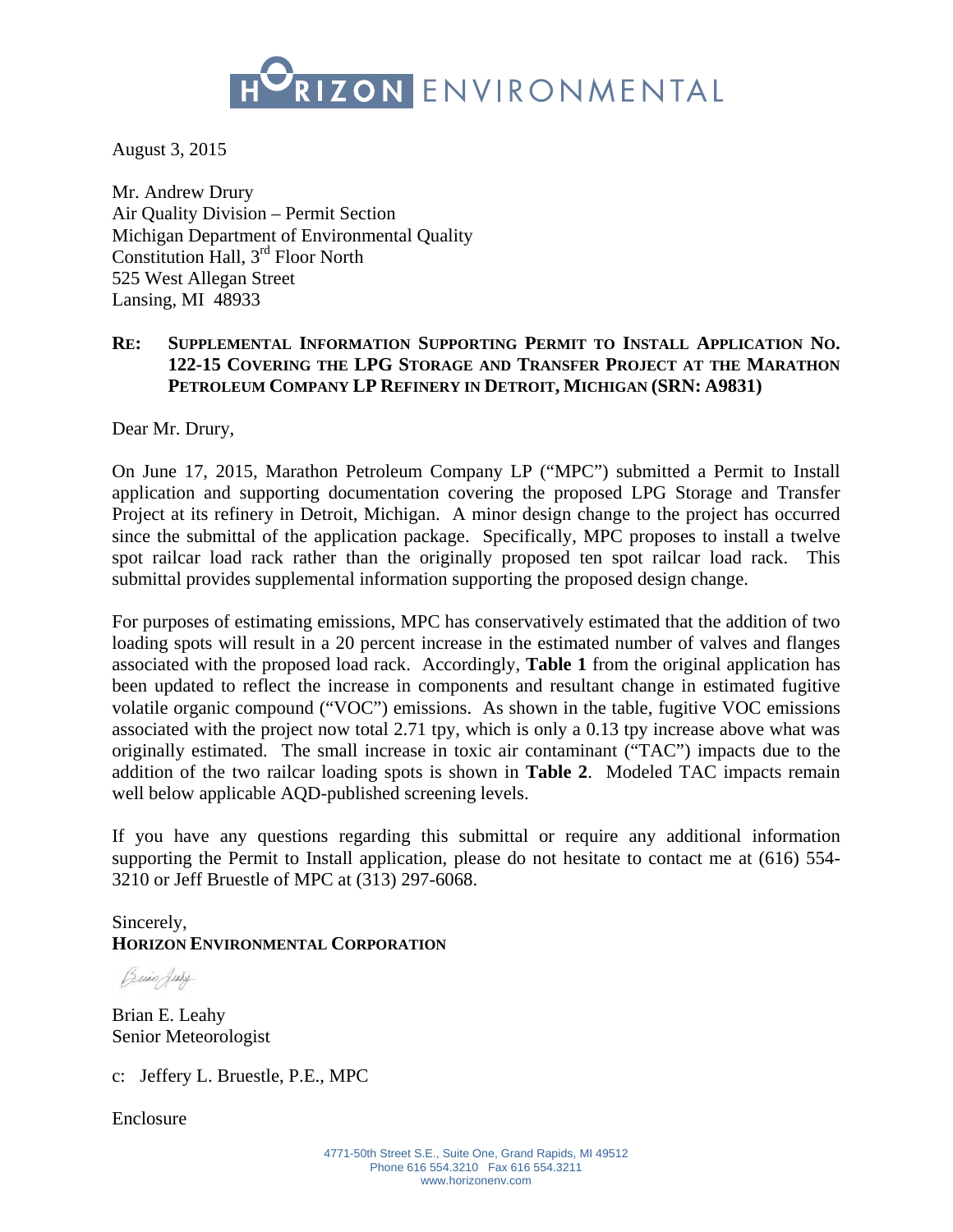HORIZON ENVIRONMENTAL

August 3, 2015

Mr. Andrew Drury
Air Quality Division – Permit Section
Michigan Department of Environmental Quality
Constitution Hall, 3rd Floor North
525 West Allegan Street
Lansing, MI 48933

**RE: SUPPLEMENTAL INFORMATION SUPPORTING PERMIT TO INSTALL APPLICATION NO. 122-15 COVERING THE LPG STORAGE AND TRANSFER PROJECT AT THE MARATHON PETROLEUM COMPANY LP REFINERY IN DETROIT, MICHIGAN (SRN: A9831)**

Dear Mr. Drury,

On June 17, 2015, Marathon Petroleum Company LP ("MPC") submitted a Permit to Install application and supporting documentation covering the proposed LPG Storage and Transfer Project at its refinery in Detroit, Michigan. A minor design change to the project has occurred since the submittal of the application package. Specifically, MPC proposes to install a twelve spot railcar load rack rather than the originally proposed ten spot railcar load rack. This submittal provides supplemental information supporting the proposed design change.

For purposes of estimating emissions, MPC has conservatively estimated that the addition of two loading spots will result in a 20 percent increase in the estimated number of valves and flanges associated with the proposed load rack. Accordingly, **Table 1** from the original application has been updated to reflect the increase in components and resultant change in estimated fugitive volatile organic compound ("VOC") emissions. As shown in the table, fugitive VOC emissions associated with the project now total 2.71 tpy, which is only a 0.13 tpy increase above what was originally estimated. The small increase in toxic air contaminant ("TAC") impacts due to the addition of the two railcar loading spots is shown in **Table 2**. Modeled TAC impacts remain well below applicable AQD-published screening levels.

If you have any questions regarding this submittal or require any additional information supporting the Permit to Install application, please do not hesitate to contact me at (616) 554-3210 or Jeff Bruestle of MPC at (313) 297-6068.

Sincerely,
**HORIZON ENVIRONMENTAL CORPORATION**

Brian E. Leahy
Senior Meteorologist

c: Jeffery L. Bruestle, P.E., MPC

Enclosure

4771-50th Street S.E., Suite One, Grand Rapids, MI 49512
Phone 616 554.3210 Fax 616 554.3211
www.horizonenv.com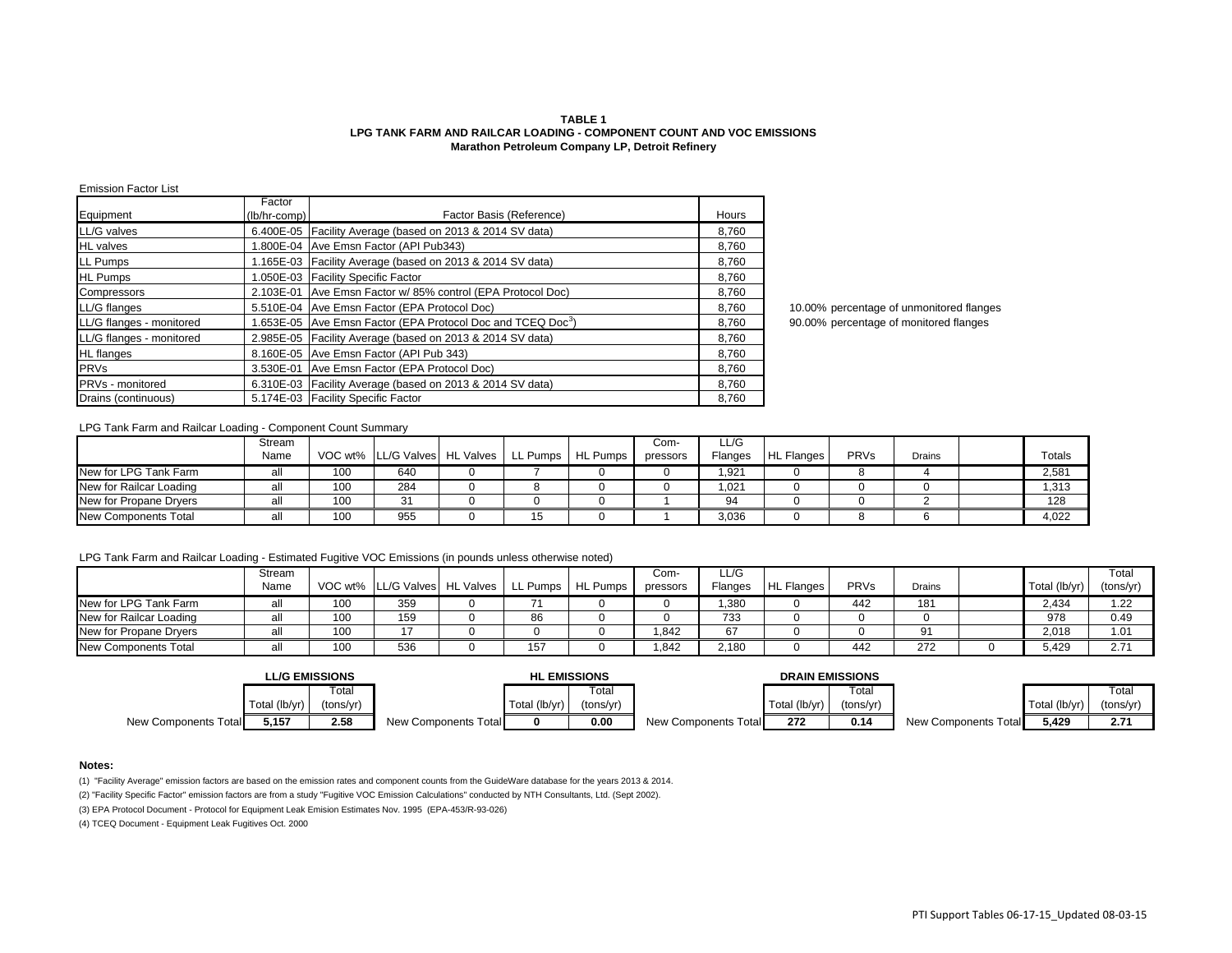**TABLE 1**
**LPG TANK FARM AND RAILCAR LOADING - COMPONENT COUNT AND VOC EMISSIONS**
**Marathon Petroleum Company LP, Detroit Refinery**

Emission Factor List

| Equipment | Factor (lb/hr-comp) | Factor Basis (Reference) | Hours |
|---|---|---|---|
| LL/G valves | 6.400E-05 | Facility Average (based on 2013 & 2014 SV data) | 8,760 |
| HL valves | 1.800E-04 | Ave Emsn Factor (API Pub343) | 8,760 |
| LL Pumps | 1.165E-03 | Facility Average (based on 2013 & 2014 SV data) | 8,760 |
| HL Pumps | 1.050E-03 | Facility Specific Factor | 8,760 |
| Compressors | 2.103E-01 | Ave Emsn Factor w/ 85% control (EPA Protocol Doc) | 8,760 |
| LL/G flanges | 5.510E-04 | Ave Emsn Factor (EPA Protocol Doc) | 8,760 |
| LL/G flanges - monitored | 1.653E-05 | Ave Emsn Factor (EPA Protocol Doc and TCEQ Doc[3]) | 8,760 |
| LL/G flanges - monitored | 2.985E-05 | Facility Average (based on 2013 & 2014 SV data) | 8,760 |
| HL flanges | 8.160E-05 | Ave Emsn Factor (API Pub 343) | 8,760 |
| PRVs | 3.530E-01 | Ave Emsn Factor (EPA Protocol Doc) | 8,760 |
| PRVs - monitored | 6.310E-03 | Facility Average (based on 2013 & 2014 SV data) | 8,760 |
| Drains (continuous) | 5.174E-03 | Facility Specific Factor | 8,760 |

10.00% percentage of unmonitored flanges
90.00% percentage of monitored flanges

LPG Tank Farm and Railcar Loading - Component Count Summary

| | Stream Name | VOC wt% | LL/G Valves | HL Valves | LL Pumps | HL Pumps | Com-pressors | LL/G Flanges | HL Flanges | PRVs | Drains | | Totals |
|---|---|---|---|---|---|---|---|---|---|---|---|---|---|
| New for LPG Tank Farm | all | 100 | 640 | 0 | 7 | 0 | 0 | 1,921 | 0 | 8 | 4 | | 2,581 |
| New for Railcar Loading | all | 100 | 284 | 0 | 8 | 0 | 0 | 1,021 | 0 | 0 | 0 | | 1,313 |
| New for Propane Dryers | all | 100 | 31 | 0 | 0 | 0 | 1 | 94 | 0 | 0 | 2 | | 128 |
| New Components Total | all | 100 | 955 | 0 | 15 | 0 | 1 | 3,036 | 0 | 8 | 6 | | 4,022 |

LPG Tank Farm and Railcar Loading - Estimated Fugitive VOC Emissions (in pounds unless otherwise noted)

| | Stream Name | VOC wt% | LL/G Valves | HL Valves | LL Pumps | HL Pumps | Com-pressors | LL/G Flanges | HL Flanges | PRVs | Drains | | Total (lb/yr) | Total (tons/yr) |
|---|---|---|---|---|---|---|---|---|---|---|---|---|---|---|
| New for LPG Tank Farm | all | 100 | 359 | 0 | 71 | 0 | 0 | 1,380 | 0 | 442 | 181 | | 2,434 | 1.22 |
| New for Railcar Loading | all | 100 | 159 | 0 | 86 | 0 | 0 | 733 | 0 | 0 | 0 | | 978 | 0.49 |
| New for Propane Dryers | all | 100 | 17 | 0 | 0 | 0 | 1,842 | 67 | 0 | 0 | 91 | | 2,018 | 1.01 |
| New Components Total | all | 100 | 536 | 0 | 157 | 0 | 1,842 | 2,180 | 0 | 442 | 272 | 0 | 5,429 | 2.71 |

**LL/G EMISSIONS**

| | Total (lb/yr) | Total (tons/yr) |
|---|---|---|
| New Components Total | **5,157** | **2.58** |

**HL EMISSIONS**

| | Total (lb/yr) | Total (tons/yr) |
|---|---|---|
| New Components Total | **0** | **0.00** |

**DRAIN EMISSIONS**

| | Total (lb/yr) | Total (tons/yr) |
|---|---|---|
| New Components Total | **272** | **0.14** |

| | Total (lb/yr) | Total (tons/yr) |
|---|---|---|
| New Components Total | **5,429** | **2.71** |

**Notes:**

(1) "Facility Average" emission factors are based on the emission rates and component counts from the GuideWare database for the years 2013 & 2014.

(2) "Facility Specific Factor" emission factors are from a study "Fugitive VOC Emission Calculations" conducted by NTH Consultants, Ltd. (Sept 2002).

(3) EPA Protocol Document - Protocol for Equipment Leak Emision Estimates Nov. 1995 (EPA-453/R-93-026)

(4) TCEQ Document - Equipment Leak Fugitives Oct. 2000

PTI Support Tables 06-17-15_Updated 08-03-15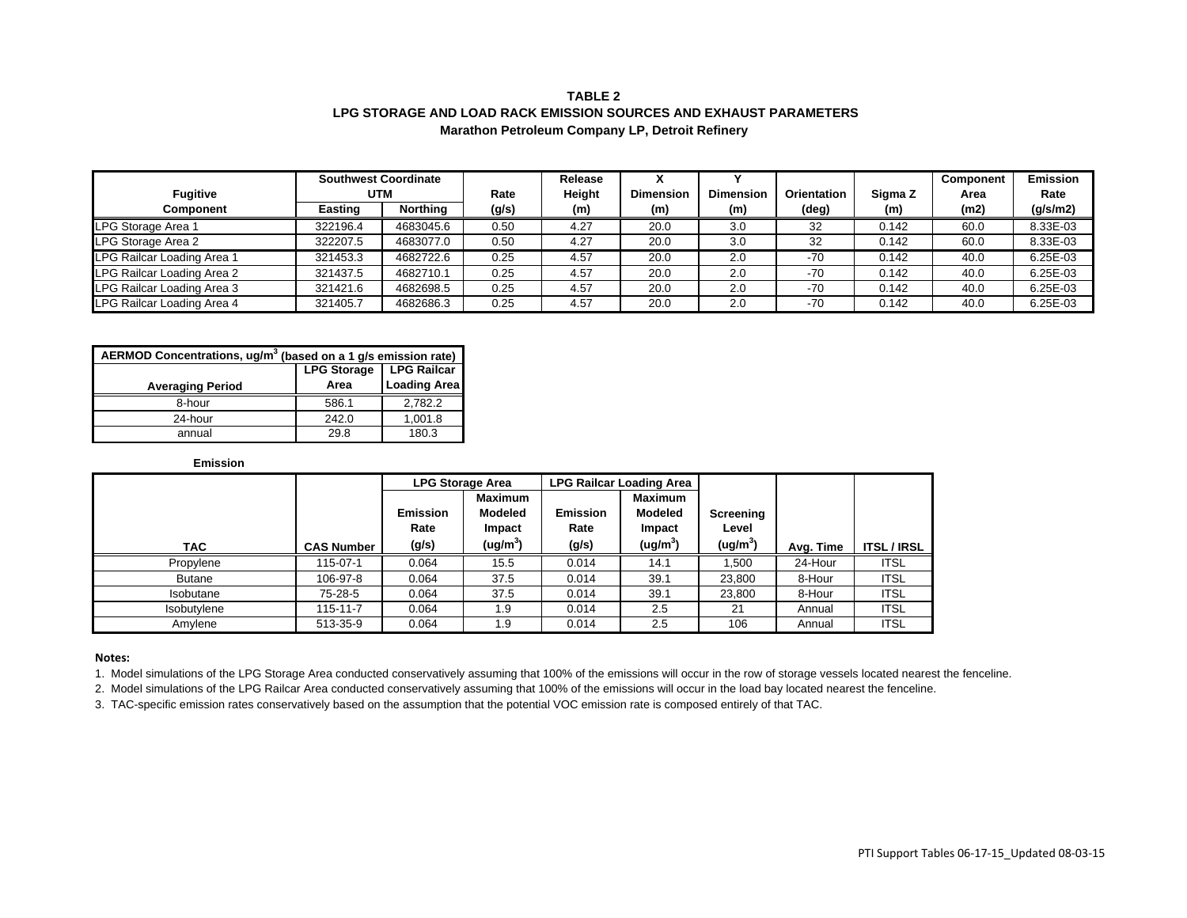# TABLE 2

## LPG STORAGE AND LOAD RACK EMISSION SOURCES AND EXHAUST PARAMETERS

### Marathon Petroleum Company LP, Detroit Refinery

| Fugitive Component | Southwest Coordinate UTM Easting | Southwest Coordinate UTM Northing | Rate (g/s) | Release Height (m) | X Dimension (m) | Y Dimension (m) | Orientation (deg) | Sigma Z (m) | Component Area (m2) | Emission Rate (g/s/m2) |
|---|---|---|---|---|---|---|---|---|---|---|
| LPG Storage Area 1 | 322196.4 | 4683045.6 | 0.50 | 4.27 | 20.0 | 3.0 | 32 | 0.142 | 60.0 | 8.33E-03 |
| LPG Storage Area 2 | 322207.5 | 4683077.0 | 0.50 | 4.27 | 20.0 | 3.0 | 32 | 0.142 | 60.0 | 8.33E-03 |
| LPG Railcar Loading Area 1 | 321453.3 | 4682722.6 | 0.25 | 4.57 | 20.0 | 2.0 | -70 | 0.142 | 40.0 | 6.25E-03 |
| LPG Railcar Loading Area 2 | 321437.5 | 4682710.1 | 0.25 | 4.57 | 20.0 | 2.0 | -70 | 0.142 | 40.0 | 6.25E-03 |
| LPG Railcar Loading Area 3 | 321421.6 | 4682698.5 | 0.25 | 4.57 | 20.0 | 2.0 | -70 | 0.142 | 40.0 | 6.25E-03 |
| LPG Railcar Loading Area 4 | 321405.7 | 4682686.3 | 0.25 | 4.57 | 20.0 | 2.0 | -70 | 0.142 | 40.0 | 6.25E-03 |

| AERMOD Concentrations, ug/m$^3$ (based on a 1 g/s emission rate) | | |
|---|---|---|
| Averaging Period | LPG Storage Area | LPG Railcar Loading Area |
| 8-hour | 586.1 | 2,782.2 |
| 24-hour | 242.0 | 1,001.8 |
| annual | 29.8 | 180.3 |

**Emission**

| TAC | CAS Number | LPG Storage Area Emission Rate (g/s) | LPG Storage Area Maximum Modeled Impact (ug/m$^3$) | LPG Railcar Loading Area Emission Rate (g/s) | LPG Railcar Loading Area Maximum Modeled Impact (ug/m$^3$) | Screening Level (ug/m$^3$) | Avg. Time | ITSL / IRSL |
|---|---|---|---|---|---|---|---|---|
| Propylene | 115-07-1 | 0.064 | 15.5 | 0.014 | 14.1 | 1,500 | 24-Hour | ITSL |
| Butane | 106-97-8 | 0.064 | 37.5 | 0.014 | 39.1 | 23,800 | 8-Hour | ITSL |
| Isobutane | 75-28-5 | 0.064 | 37.5 | 0.014 | 39.1 | 23,800 | 8-Hour | ITSL |
| Isobutylene | 115-11-7 | 0.064 | 1.9 | 0.014 | 2.5 | 21 | Annual | ITSL |
| Amylene | 513-35-9 | 0.064 | 1.9 | 0.014 | 2.5 | 106 | Annual | ITSL |

**Notes:**

1. Model simulations of the LPG Storage Area conducted conservatively assuming that 100% of the emissions will occur in the row of storage vessels located nearest the fenceline.
2. Model simulations of the LPG Railcar Area conducted conservatively assuming that 100% of the emissions will occur in the load bay located nearest the fenceline.
3. TAC-specific emission rates conservatively based on the assumption that the potential VOC emission rate is composed entirely of that TAC.